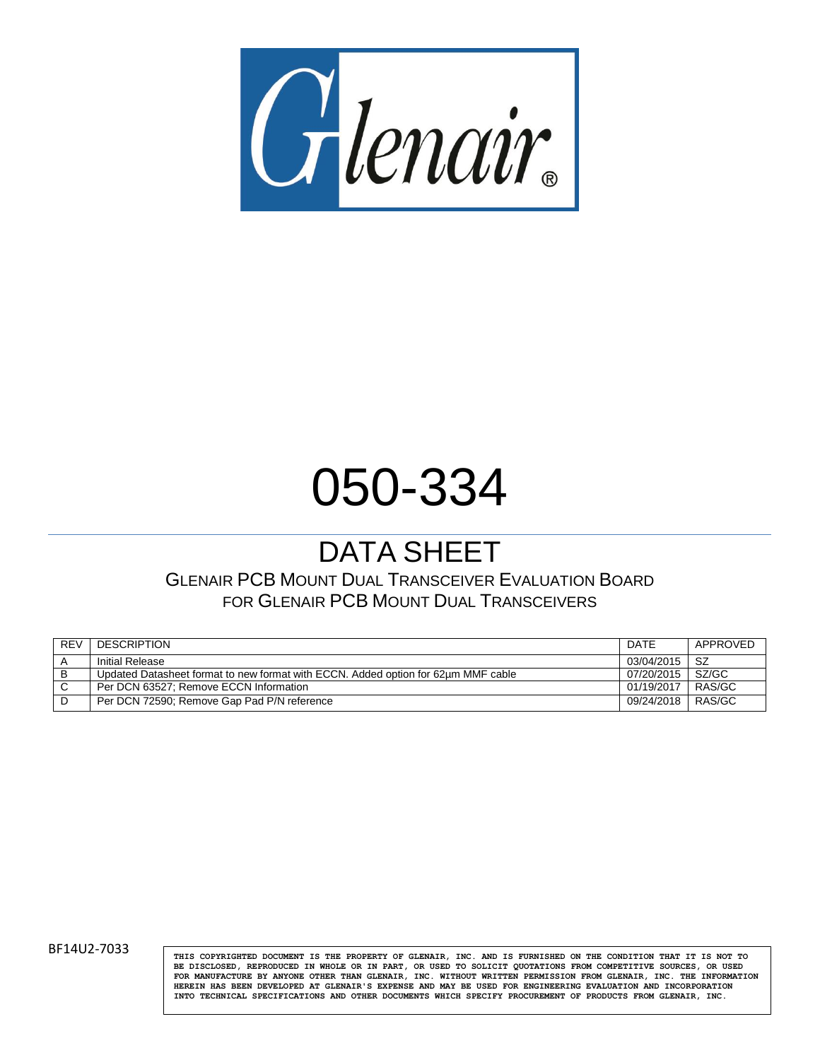Glenair®

# 050-334

## DATA SHEET

GLENAIR PCB MOUNT DUAL TRANSCEIVER EVALUATION BOARD
FOR GLENAIR PCB MOUNT DUAL TRANSCEIVERS

| REV | DESCRIPTION | DATE | APPROVED |
|---|---|---|---|
| A | Initial Release | 03/04/2015 | SZ |
| B | Updated Datasheet format to new format with ECCN. Added option for 62µm MMF cable | 07/20/2015 | SZ/GC |
| C | Per DCN 63527; Remove ECCN Information | 01/19/2017 | RAS/GC |
| D | Per DCN 72590; Remove Gap Pad P/N reference | 09/24/2018 | RAS/GC |

BF14U2-7033

THIS COPYRIGHTED DOCUMENT IS THE PROPERTY OF GLENAIR, INC. AND IS FURNISHED ON THE CONDITION THAT IT IS NOT TO BE DISCLOSED, REPRODUCED IN WHOLE OR IN PART, OR USED TO SOLICIT QUOTATIONS FROM COMPETITIVE SOURCES, OR USED FOR MANUFACTURE BY ANYONE OTHER THAN GLENAIR, INC. WITHOUT WRITTEN PERMISSION FROM GLENAIR, INC. THE INFORMATION HEREIN HAS BEEN DEVELOPED AT GLENAIR'S EXPENSE AND MAY BE USED FOR ENGINEERING EVALUATION AND INCORPORATION INTO TECHNICAL SPECIFICATIONS AND OTHER DOCUMENTS WHICH SPECIFY PROCUREMENT OF PRODUCTS FROM GLENAIR, INC.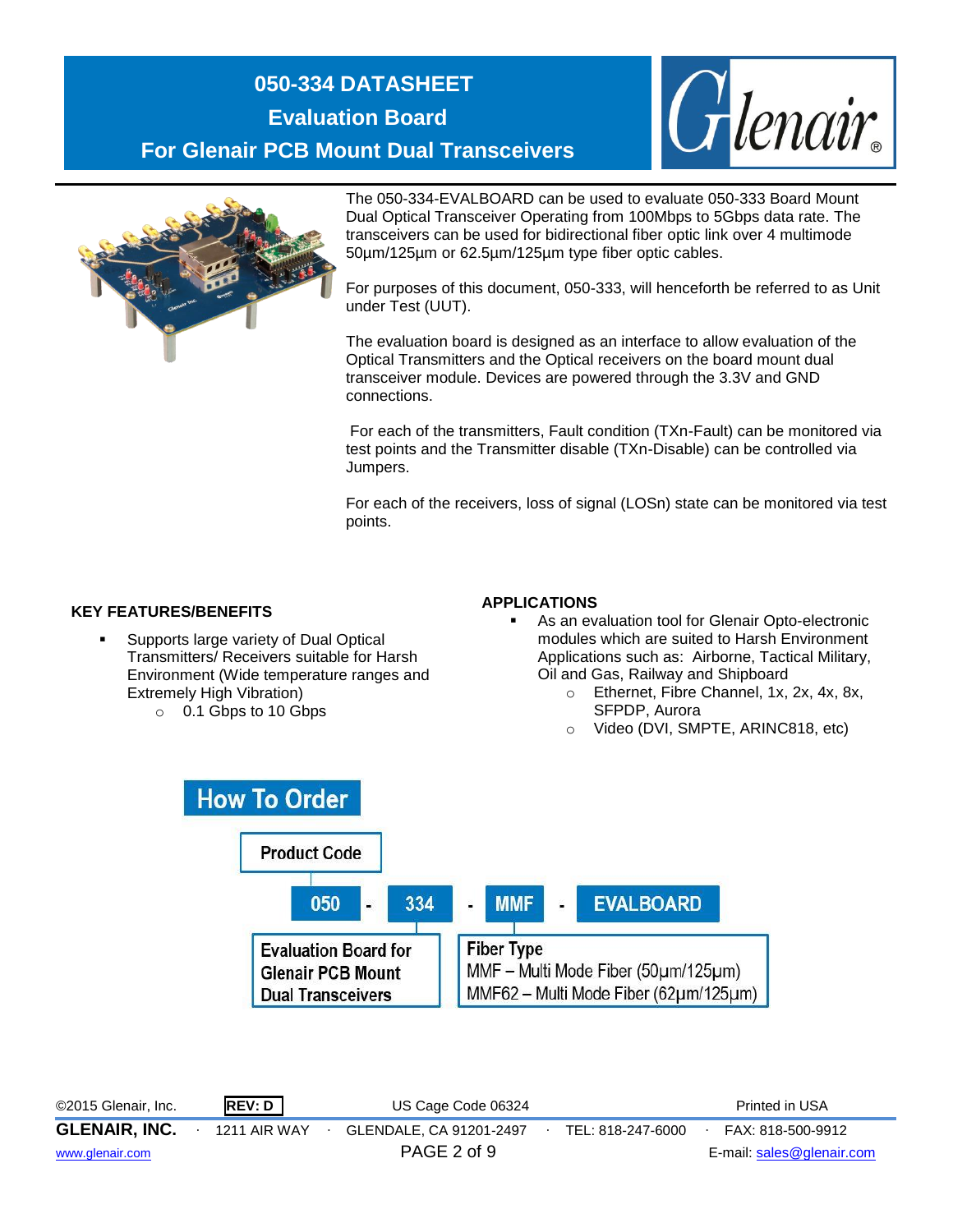# 050-334 DATASHEET
## Evaluation Board
## For Glenair PCB Mount Dual Transceivers

The 050-334-EVALBOARD can be used to evaluate 050-333 Board Mount Dual Optical Transceiver Operating from 100Mbps to 5Gbps data rate. The transceivers can be used for bidirectional fiber optic link over 4 multimode 50µm/125µm or 62.5µm/125µm type fiber optic cables.

For purposes of this document, 050-333, will henceforth be referred to as Unit under Test (UUT).

The evaluation board is designed as an interface to allow evaluation of the Optical Transmitters and the Optical receivers on the board mount dual transceiver module. Devices are powered through the 3.3V and GND connections.

For each of the transmitters, Fault condition (TXn-Fault) can be monitored via test points and the Transmitter disable (TXn-Disable) can be controlled via Jumpers.

For each of the receivers, loss of signal (LOSn) state can be monitored via test points.

### KEY FEATURES/BENEFITS

- Supports large variety of Dual Optical Transmitters/ Receivers suitable for Harsh Environment (Wide temperature ranges and Extremely High Vibration)
  - 0.1 Gbps to 10 Gbps

### APPLICATIONS

- As an evaluation tool for Glenair Opto-electronic modules which are suited to Harsh Environment Applications such as: Airborne, Tactical Military, Oil and Gas, Railway and Shipboard
  - Ethernet, Fibre Channel, 1x, 2x, 4x, 8x, SFPDP, Aurora
  - Video (DVI, SMPTE, ARINC818, etc)

## How To Order

**Product Code**

050 - 334 - MMF - EVALBOARD

**050-334:** Evaluation Board for Glenair PCB Mount Dual Transceivers

**Fiber Type**
- MMF – Multi Mode Fiber (50µm/125µm)
- MMF62 – Multi Mode Fiber (62µm/125µm)

©2015 Glenair, Inc. REV: D US Cage Code 06324 Printed in USA

GLENAIR, INC. · 1211 AIR WAY · GLENDALE, CA 91201-2497 · TEL: 818-247-6000 · FAX: 818-500-9912

www.glenair.com E-mail: sales@glenair.com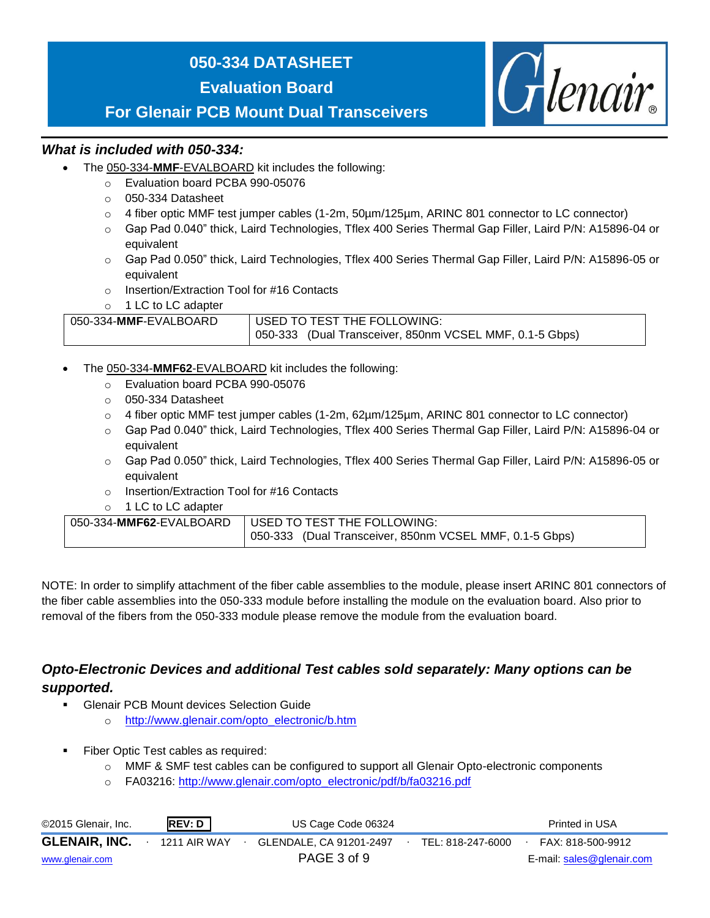## What is included with 050-334:

- The 050-334-**MMF**-EVALBOARD kit includes the following:
  - Evaluation board PCBA 990-05076
  - 050-334 Datasheet
  - 4 fiber optic MMF test jumper cables (1-2m, 50µm/125µm, ARINC 801 connector to LC connector)
  - Gap Pad 0.040” thick, Laird Technologies, Tflex 400 Series Thermal Gap Filler, Laird P/N: A15896-04 or equivalent
  - Gap Pad 0.050” thick, Laird Technologies, Tflex 400 Series Thermal Gap Filler, Laird P/N: A15896-05 or equivalent
  - Insertion/Extraction Tool for #16 Contacts
  - 1 LC to LC adapter

| 050-334-**MMF**-EVALBOARD | USED TO TEST THE FOLLOWING:<br>050-333 (Dual Transceiver, 850nm VCSEL MMF, 0.1-5 Gbps) |
|---|---|

- The 050-334-**MMF62**-EVALBOARD kit includes the following:
  - Evaluation board PCBA 990-05076
  - 050-334 Datasheet
  - 4 fiber optic MMF test jumper cables (1-2m, 62µm/125µm, ARINC 801 connector to LC connector)
  - Gap Pad 0.040” thick, Laird Technologies, Tflex 400 Series Thermal Gap Filler, Laird P/N: A15896-04 or equivalent
  - Gap Pad 0.050” thick, Laird Technologies, Tflex 400 Series Thermal Gap Filler, Laird P/N: A15896-05 or equivalent
  - Insertion/Extraction Tool for #16 Contacts
  - 1 LC to LC adapter

| 050-334-**MMF62**-EVALBOARD | USED TO TEST THE FOLLOWING:<br>050-333 (Dual Transceiver, 850nm VCSEL MMF, 0.1-5 Gbps) |
|---|---|

NOTE: In order to simplify attachment of the fiber cable assemblies to the module, please insert ARINC 801 connectors of the fiber cable assemblies into the 050-333 module before installing the module on the evaluation board. Also prior to removal of the fibers from the 050-333 module please remove the module from the evaluation board.

## Opto-Electronic Devices and additional Test cables sold separately: Many options can be supported.

- Glenair PCB Mount devices Selection Guide
  - http://www.glenair.com/opto_electronic/b.htm
- Fiber Optic Test cables as required:
  - MMF & SMF test cables can be configured to support all Glenair Opto-electronic components
  - FA03216: http://www.glenair.com/opto_electronic/pdf/b/fa03216.pdf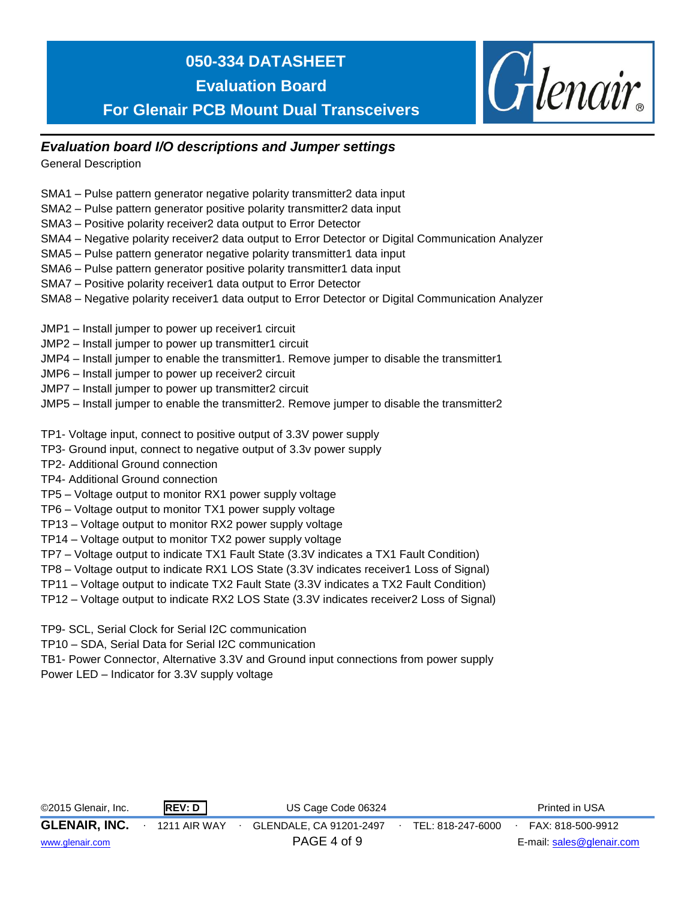## *Evaluation board I/O descriptions and Jumper settings*

General Description

SMA1 – Pulse pattern generator negative polarity transmitter2 data input
SMA2 – Pulse pattern generator positive polarity transmitter2 data input
SMA3 – Positive polarity receiver2 data output to Error Detector
SMA4 – Negative polarity receiver2 data output to Error Detector or Digital Communication Analyzer
SMA5 – Pulse pattern generator negative polarity transmitter1 data input
SMA6 – Pulse pattern generator positive polarity transmitter1 data input
SMA7 – Positive polarity receiver1 data output to Error Detector
SMA8 – Negative polarity receiver1 data output to Error Detector or Digital Communication Analyzer

JMP1 – Install jumper to power up receiver1 circuit
JMP2 – Install jumper to power up transmitter1 circuit
JMP4 – Install jumper to enable the transmitter1. Remove jumper to disable the transmitter1
JMP6 – Install jumper to power up receiver2 circuit
JMP7 – Install jumper to power up transmitter2 circuit
JMP5 – Install jumper to enable the transmitter2. Remove jumper to disable the transmitter2

TP1- Voltage input, connect to positive output of 3.3V power supply
TP3- Ground input, connect to negative output of 3.3v power supply
TP2- Additional Ground connection
TP4- Additional Ground connection
TP5 – Voltage output to monitor RX1 power supply voltage
TP6 – Voltage output to monitor TX1 power supply voltage
TP13 – Voltage output to monitor RX2 power supply voltage
TP14 – Voltage output to monitor TX2 power supply voltage
TP7 – Voltage output to indicate TX1 Fault State (3.3V indicates a TX1 Fault Condition)
TP8 – Voltage output to indicate RX1 LOS State (3.3V indicates receiver1 Loss of Signal)
TP11 – Voltage output to indicate TX2 Fault State (3.3V indicates a TX2 Fault Condition)
TP12 – Voltage output to indicate RX2 LOS State (3.3V indicates receiver2 Loss of Signal)

TP9- SCL, Serial Clock for Serial I2C communication
TP10 – SDA, Serial Data for Serial I2C communication
TB1- Power Connector, Alternative 3.3V and Ground input connections from power supply
Power LED – Indicator for 3.3V supply voltage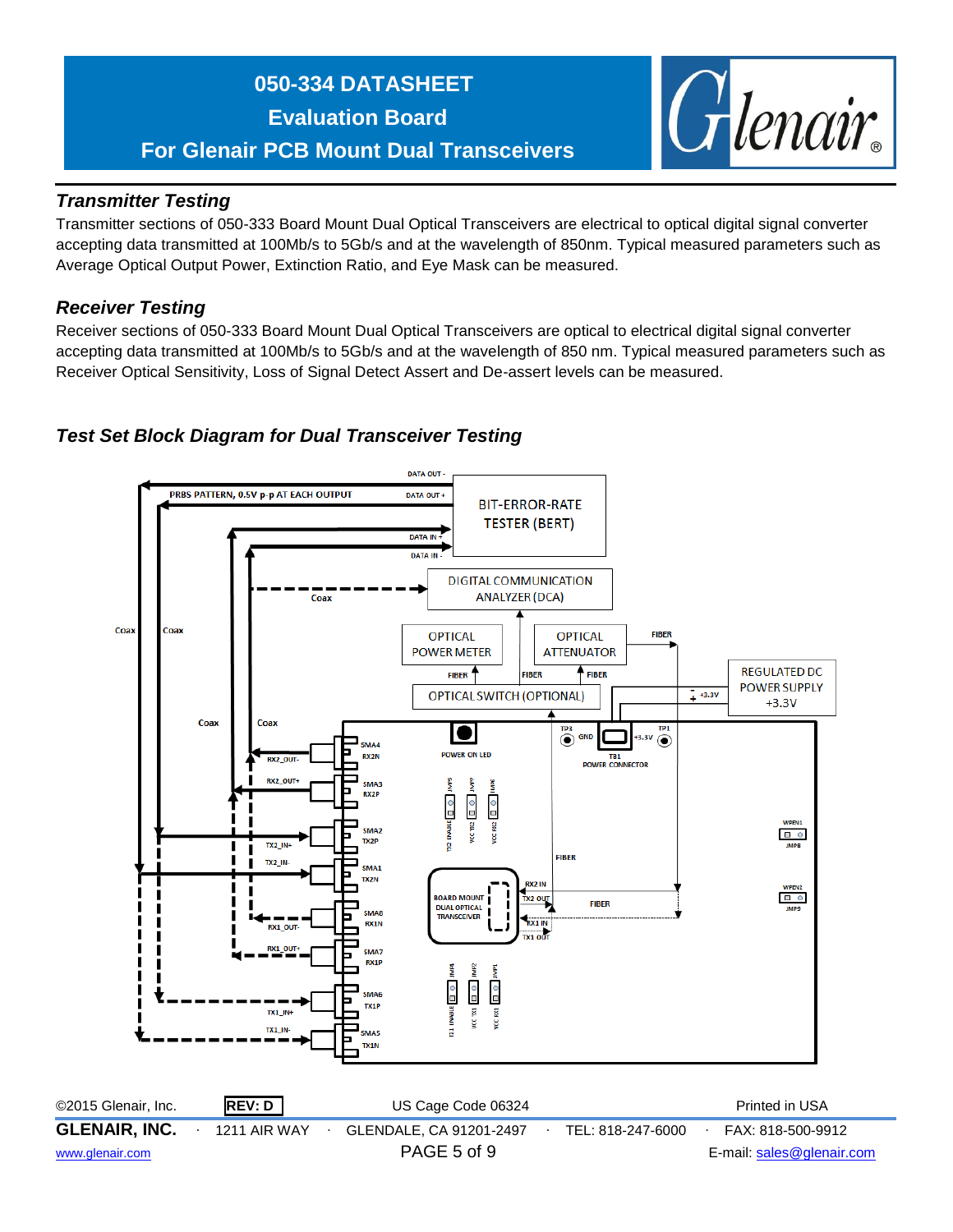## Transmitter Testing

Transmitter sections of 050-333 Board Mount Dual Optical Transceivers are electrical to optical digital signal converter accepting data transmitted at 100Mb/s to 5Gb/s and at the wavelength of 850nm. Typical measured parameters such as Average Optical Output Power, Extinction Ratio, and Eye Mask can be measured.

## Receiver Testing

Receiver sections of 050-333 Board Mount Dual Optical Transceivers are optical to electrical digital signal converter accepting data transmitted at 100Mb/s to 5Gb/s and at the wavelength of 850 nm. Typical measured parameters such as Receiver Optical Sensitivity, Loss of Signal Detect Assert and De-assert levels can be measured.

## Test Set Block Diagram for Dual Transceiver Testing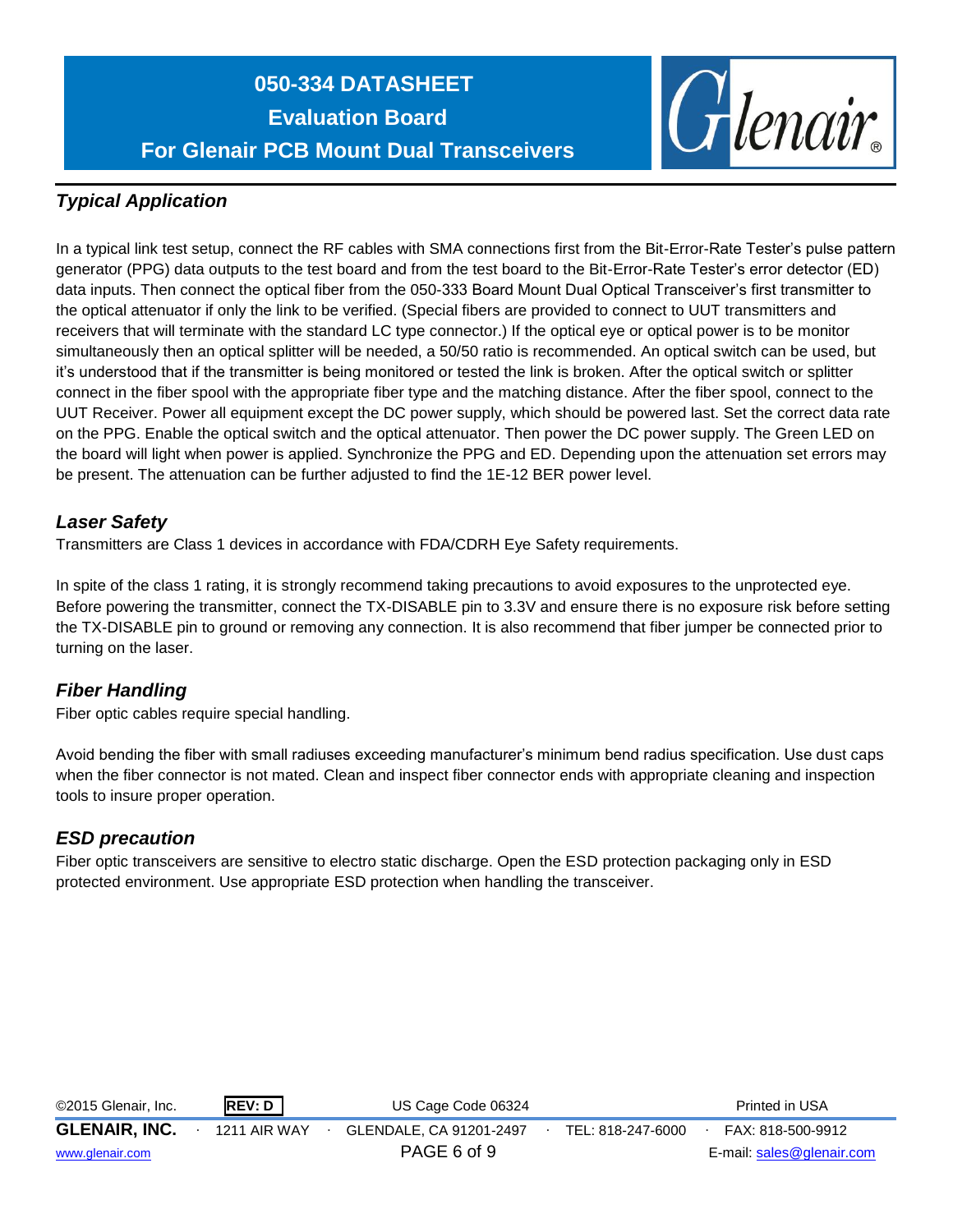## *Typical Application*

In a typical link test setup, connect the RF cables with SMA connections first from the Bit-Error-Rate Tester's pulse pattern generator (PPG) data outputs to the test board and from the test board to the Bit-Error-Rate Tester's error detector (ED) data inputs. Then connect the optical fiber from the 050-333 Board Mount Dual Optical Transceiver's first transmitter to the optical attenuator if only the link to be verified. (Special fibers are provided to connect to UUT transmitters and receivers that will terminate with the standard LC type connector.) If the optical eye or optical power is to be monitor simultaneously then an optical splitter will be needed, a 50/50 ratio is recommended. An optical switch can be used, but it's understood that if the transmitter is being monitored or tested the link is broken. After the optical switch or splitter connect in the fiber spool with the appropriate fiber type and the matching distance. After the fiber spool, connect to the UUT Receiver. Power all equipment except the DC power supply, which should be powered last. Set the correct data rate on the PPG. Enable the optical switch and the optical attenuator. Then power the DC power supply. The Green LED on the board will light when power is applied. Synchronize the PPG and ED. Depending upon the attenuation set errors may be present. The attenuation can be further adjusted to find the 1E-12 BER power level.

## *Laser Safety*

Transmitters are Class 1 devices in accordance with FDA/CDRH Eye Safety requirements.

In spite of the class 1 rating, it is strongly recommend taking precautions to avoid exposures to the unprotected eye. Before powering the transmitter, connect the TX-DISABLE pin to 3.3V and ensure there is no exposure risk before setting the TX-DISABLE pin to ground or removing any connection. It is also recommend that fiber jumper be connected prior to turning on the laser.

## *Fiber Handling*

Fiber optic cables require special handling.

Avoid bending the fiber with small radiuses exceeding manufacturer's minimum bend radius specification. Use dust caps when the fiber connector is not mated. Clean and inspect fiber connector ends with appropriate cleaning and inspection tools to insure proper operation.

## *ESD precaution*

Fiber optic transceivers are sensitive to electro static discharge. Open the ESD protection packaging only in ESD protected environment. Use appropriate ESD protection when handling the transceiver.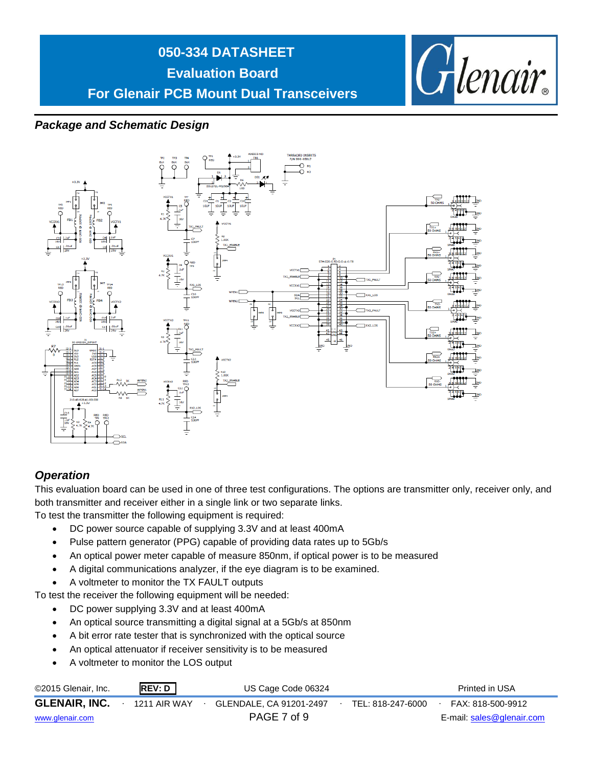## Package and Schematic Design

## Operation

This evaluation board can be used in one of three test configurations. The options are transmitter only, receiver only, and both transmitter and receiver either in a single link or two separate links.

To test the transmitter the following equipment is required:

- DC power source capable of supplying 3.3V and at least 400mA
- Pulse pattern generator (PPG) capable of providing data rates up to 5Gb/s
- An optical power meter capable of measure 850nm, if optical power is to be measured
- A digital communications analyzer, if the eye diagram is to be examined.
- A voltmeter to monitor the TX FAULT outputs

To test the receiver the following equipment will be needed:

- DC power supplying 3.3V and at least 400mA
- An optical source transmitting a digital signal at a 5Gb/s at 850nm
- A bit error rate tester that is synchronized with the optical source
- An optical attenuator if receiver sensitivity is to be measured
- A voltmeter to monitor the LOS output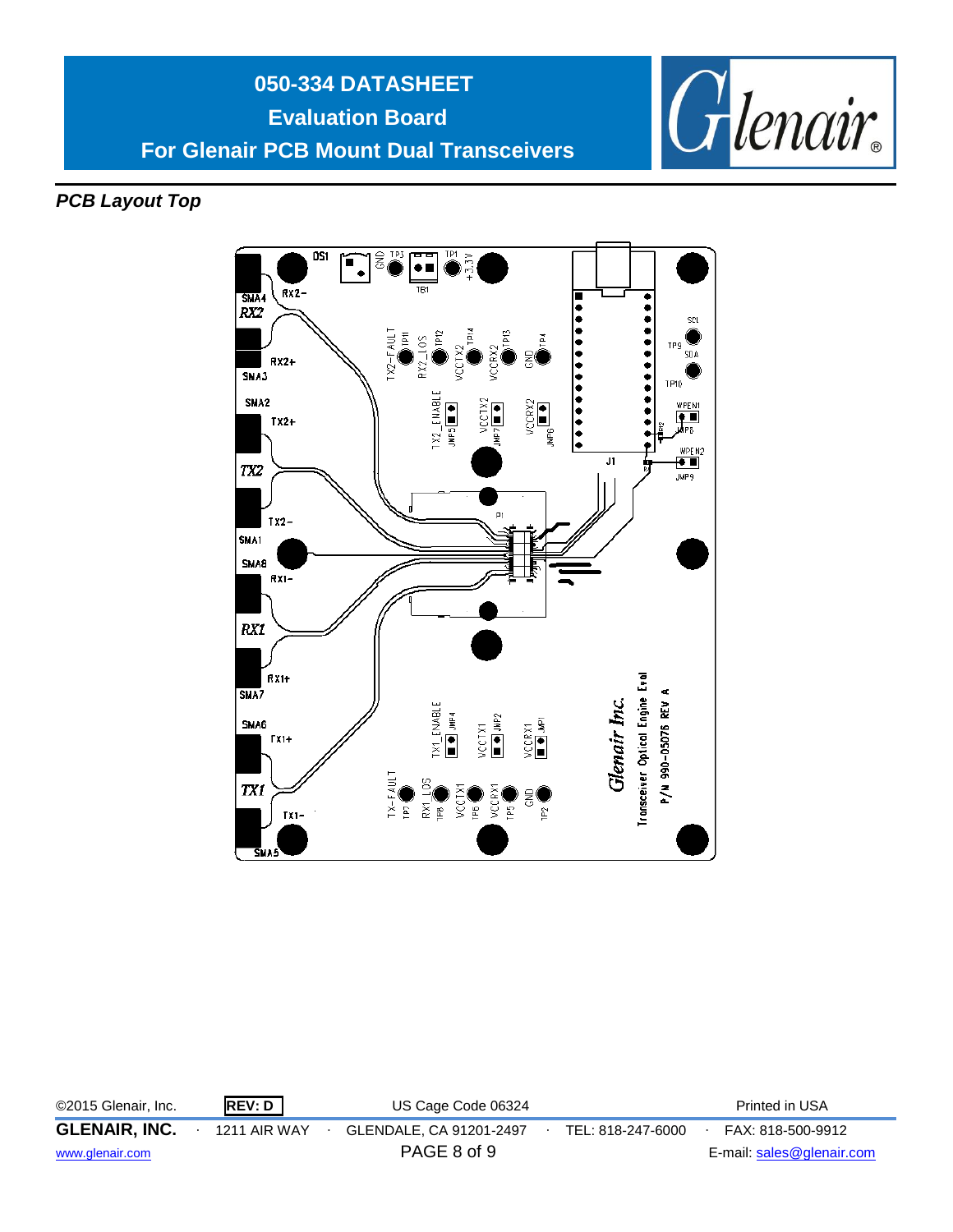## PCB Layout Top

DS1 GND TP3 TP1 +3.3V TB1

SMA4 RX2- RX2 RX2+ SMA3

TX2-FAULT TP11 RX2_LOS TP12 VCCTX2 TP14 VCCRX2 TP13 GND TP4

SCL TP9 SDA TP10 WPEN1 R1 JMP8 WPEN2 JMP9 R2 J1

SMA2 TX2+ TX2 TX2- SMA1

TX2_ENABLE JMP5 VCCTX2 JMP7 VCCRX2 JMP6

P1

SMA8 RX1- RX1 RX1+ SMA7

SMA6 TX1+ TX1 TX1- SMA5

TX1_ENABLE JMP4 VCCTX1 JMP2 VCCRX1 JMP1

TX-FAULT TP7 RX1_LOS TP8 VCCTX1 TP6 VCCRX1 TP5 GND TP2

Glenair Inc.
Transceiver Optical Engine Eval
P/N 990-05076 REV A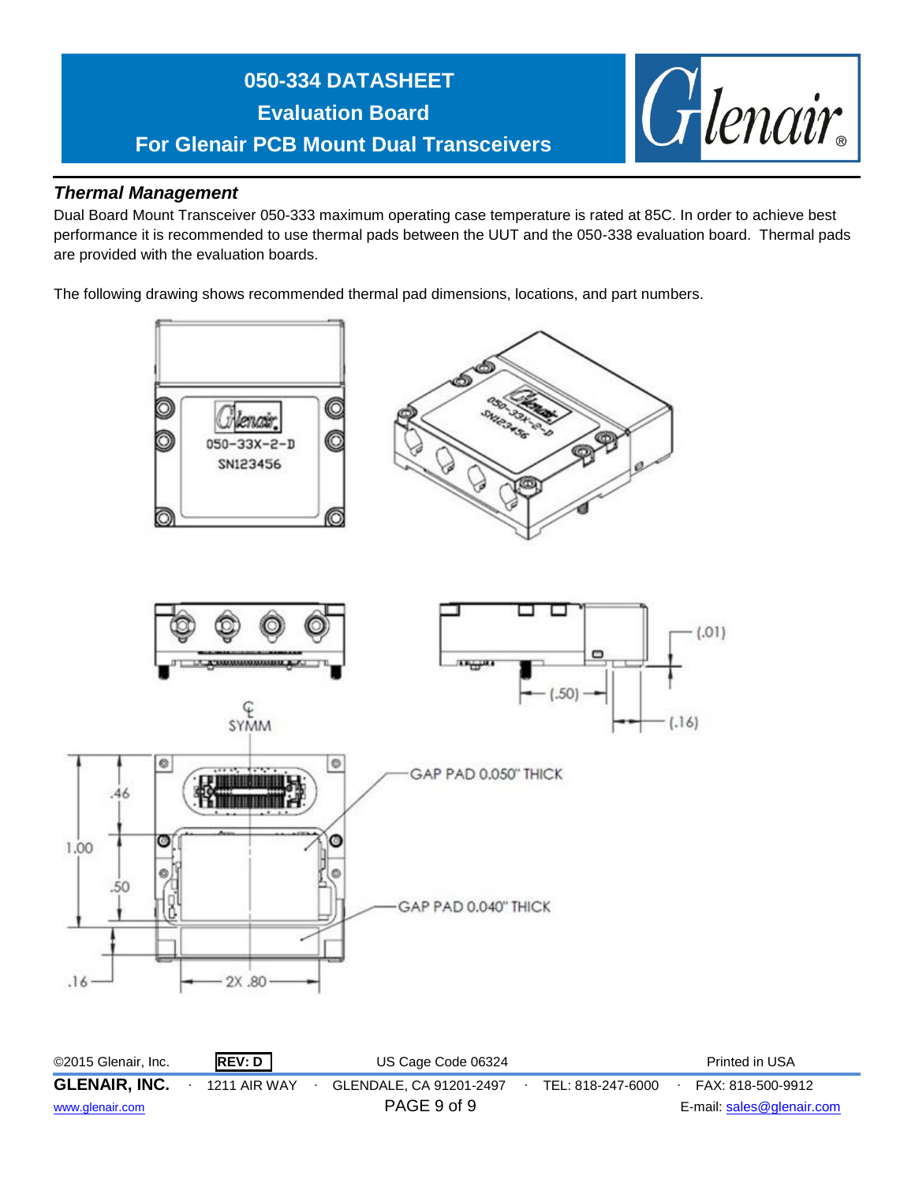### Thermal Management

Dual Board Mount Transceiver 050-333 maximum operating case temperature is rated at 85C. In order to achieve best performance it is recommended to use thermal pads between the UUT and the 050-338 evaluation board. Thermal pads are provided with the evaluation boards.

The following drawing shows recommended thermal pad dimensions, locations, and part numbers.

050-33X-2-D
SN123456

(.01)
(.50)
(.16)

SYMM

GAP PAD 0.050" THICK

GAP PAD 0.040" THICK

.46
1.00
.50
.16
2X .80